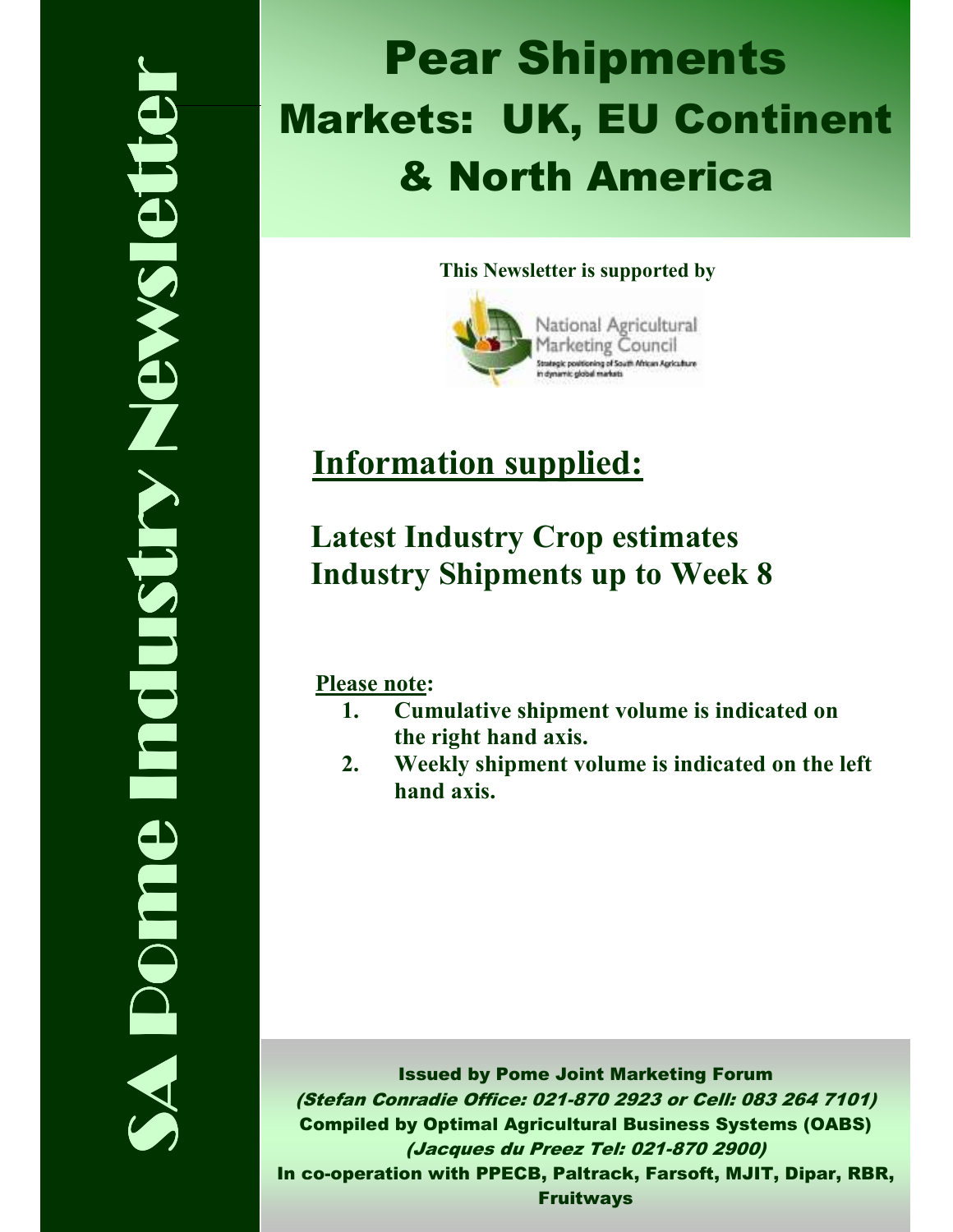SA Pome Industry Newsletter

# Pear Shipments

## Markets: UK, EU Continent & North America

**This Newsletter is supported by**

National Agricultural Marketing Council

Strategic positioning of South African Agriculture in dynamic global markets

## Information supplied:

### Latest Industry Crop estimates
### Industry Shipments up to Week 8

**Please note:**

1. **Cumulative shipment volume is indicated on the right hand axis.**
2. **Weekly shipment volume is indicated on the left hand axis.**

**Issued by Pome Joint Marketing Forum**
***(Stefan Conradie Office: 021-870 2923 or Cell: 083 264 7101)***
**Compiled by Optimal Agricultural Business Systems (OABS)**
***(Jacques du Preez Tel: 021-870 2900)***
**In co-operation with PPECB, Paltrack, Farsoft, MJIT, Dipar, RBR, Fruitways**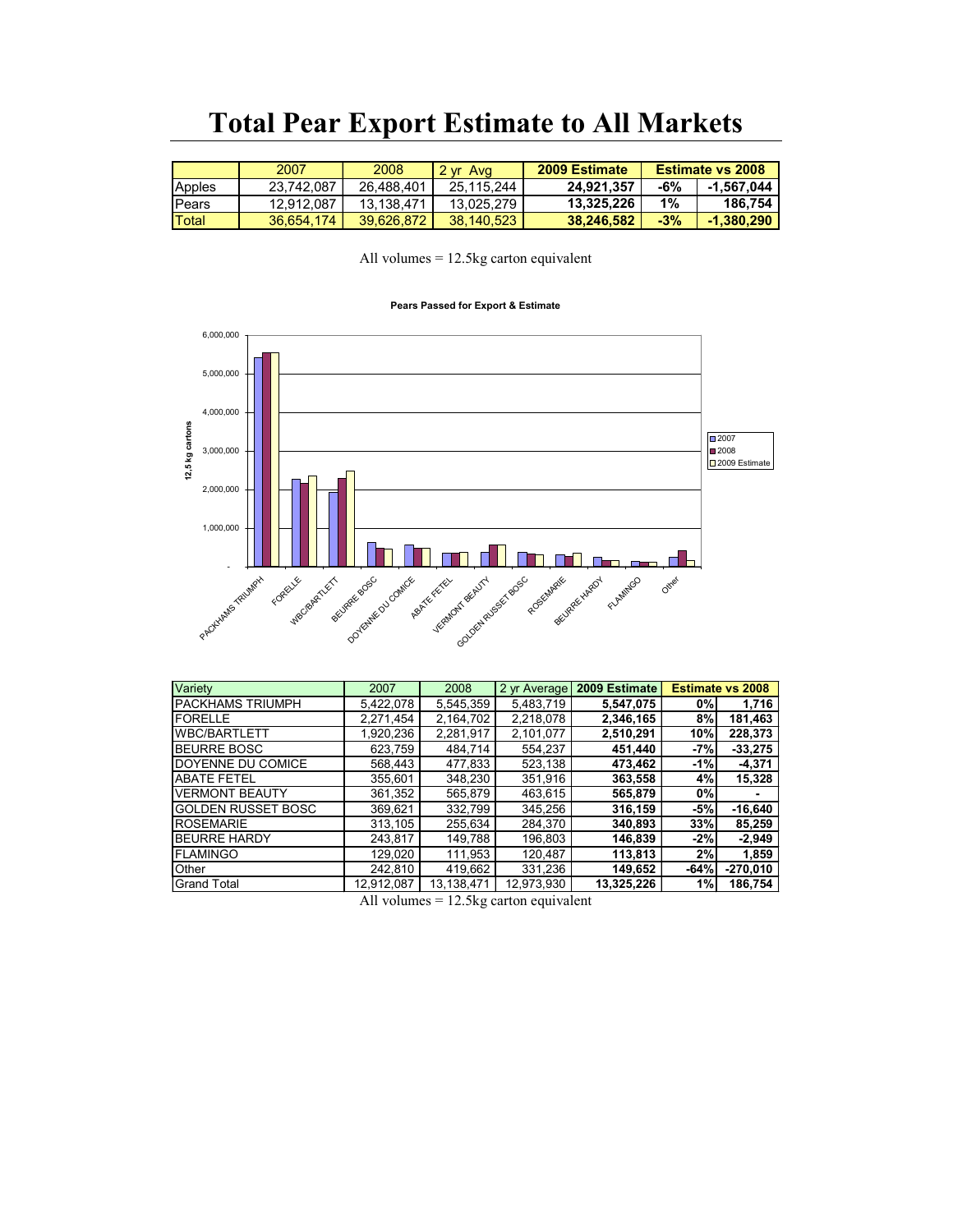# Total Pear Export Estimate to All Markets

| | 2007 | 2008 | 2 yr Avg | 2009 Estimate | Estimate vs 2008 | |
|---|---|---|---|---|---|---|
| Apples | 23,742,087 | 26,488,401 | 25,115,244 | **24,921,357** | **-6%** | **-1,567,044** |
| Pears | 12,912,087 | 13,138,471 | 13,025,279 | **13,325,226** | **1%** | **186,754** |
| Total | 36,654,174 | 39,626,872 | 38,140,523 | **38,246,582** | **-3%** | **-1,380,290** |

All volumes = 12.5kg carton equivalent

**Pears Passed for Export & Estimate**

| Variety | 2007 | 2008 | 2 yr Average | 2009 Estimate | Estimate vs 2008 | |
|---|---|---|---|---|---|---|
| PACKHAMS TRIUMPH | 5,422,078 | 5,545,359 | 5,483,719 | **5,547,075** | **0%** | **1,716** |
| FORELLE | 2,271,454 | 2,164,702 | 2,218,078 | **2,346,165** | **8%** | **181,463** |
| WBC/BARTLETT | 1,920,236 | 2,281,917 | 2,101,077 | **2,510,291** | **10%** | **228,373** |
| BEURRE BOSC | 623,759 | 484,714 | 554,237 | **451,440** | **-7%** | **-33,275** |
| DOYENNE DU COMICE | 568,443 | 477,833 | 523,138 | **473,462** | **-1%** | **-4,371** |
| ABATE FETEL | 355,601 | 348,230 | 351,916 | **363,558** | **4%** | **15,328** |
| VERMONT BEAUTY | 361,352 | 565,879 | 463,615 | **565,879** | **0%** | **-** |
| GOLDEN RUSSET BOSC | 369,621 | 332,799 | 345,256 | **316,159** | **-5%** | **-16,640** |
| ROSEMARIE | 313,105 | 255,634 | 284,370 | **340,893** | **33%** | **85,259** |
| BEURRE HARDY | 243,817 | 149,788 | 196,803 | **146,839** | **-2%** | **-2,949** |
| FLAMINGO | 129,020 | 111,953 | 120,487 | **113,813** | **2%** | **1,859** |
| Other | 242,810 | 419,662 | 331,236 | **149,652** | **-64%** | **-270,010** |
| Grand Total | 12,912,087 | 13,138,471 | 12,973,930 | **13,325,226** | **1%** | **186,754** |

All volumes = 12.5kg carton equivalent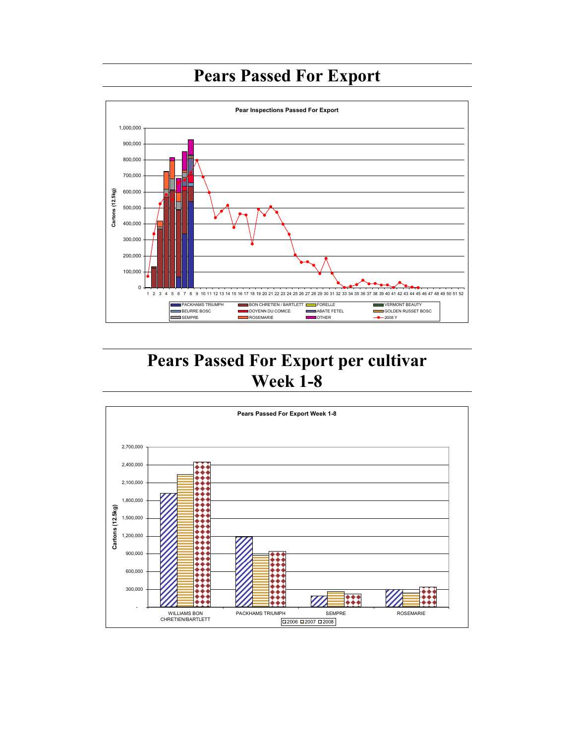# Pears Passed For Export

Pear Inspections Passed For Export

Cartons (12.5kg)

PACKHAMS TRIUMPH, BON CHRETIEN / BARTLETT, FORELLE, VERMONT BEAUTY, BEURRE BOSC, DOYENN DU COMICE, ABATE FETEL, GOLDEN RUSSET BOSC, SEMPRE, ROSEMARIE, OTHER, 2008 Y

# Pears Passed For Export per cultivar Week 1-8

Pears Passed For Export Week 1-8

Cartons (12.5kg)

WILLIAMS BON CHRETIEN/BARTLETT, PACKHAMS TRIUMPH, SEMPRE, ROSEMARIE

2006, 2007, 2008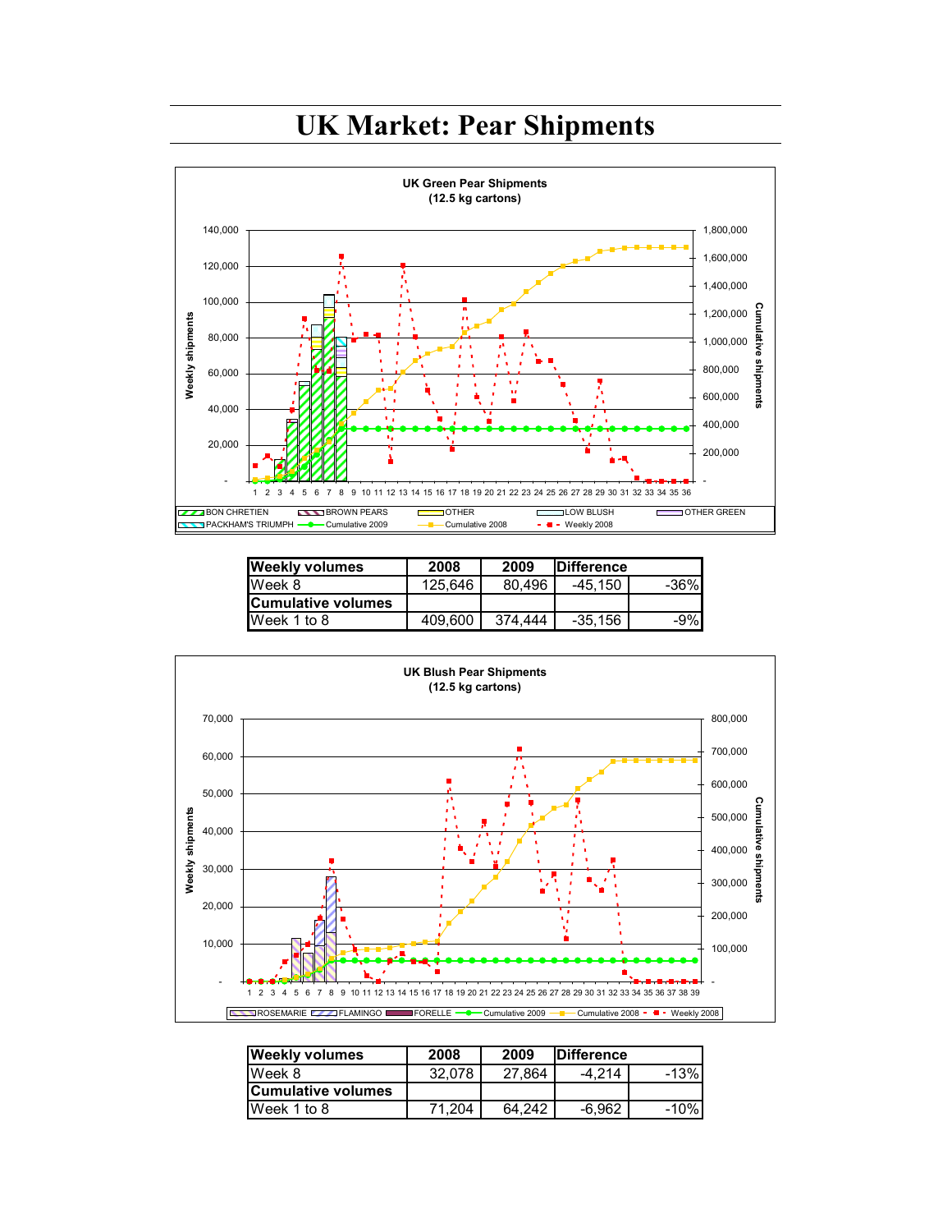# UK Market: Pear Shipments

UK Green Pear Shipments
(12.5 kg cartons)

| Weekly volumes | 2008 | 2009 | Difference | |
|---|---|---|---|---|
| Week 8 | 125,646 | 80,496 | -45,150 | -36% |
| **Cumulative volumes** | | | | |
| Week 1 to 8 | 409,600 | 374,444 | -35,156 | -9% |

UK Blush Pear Shipments
(12.5 kg cartons)

| Weekly volumes | 2008 | 2009 | Difference | |
|---|---|---|---|---|
| Week 8 | 32,078 | 27,864 | -4,214 | -13% |
| **Cumulative volumes** | | | | |
| Week 1 to 8 | 71,204 | 64,242 | -6,962 | -10% |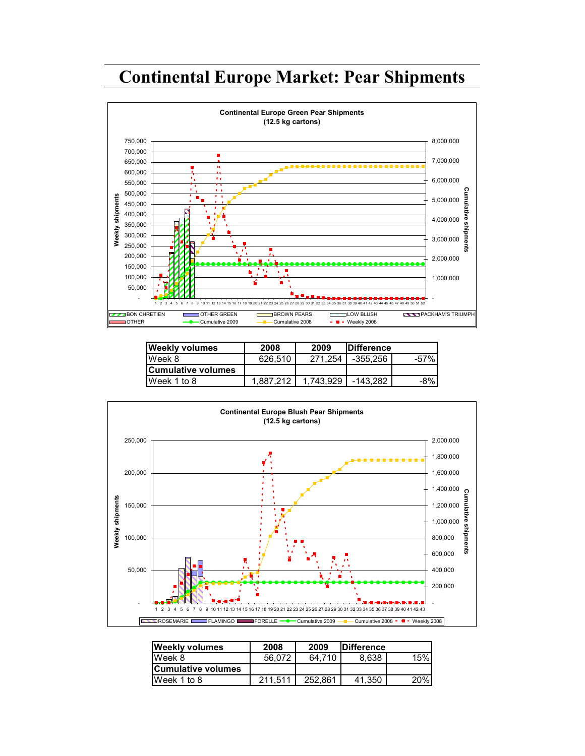# Continental Europe Market: Pear Shipments

| Weekly volumes | 2008 | 2009 | Difference | |
|---|---|---|---|---|
| Week 8 | 626,510 | 271,254 | -355,256 | -57% |
| **Cumulative volumes** | | | | |
| Week 1 to 8 | 1,887,212 | 1,743,929 | -143,282 | -8% |

| Weekly volumes | 2008 | 2009 | Difference | |
|---|---|---|---|---|
| Week 8 | 56,072 | 64,710 | 8,638 | 15% |
| **Cumulative volumes** | | | | |
| Week 1 to 8 | 211,511 | 252,861 | 41,350 | 20% |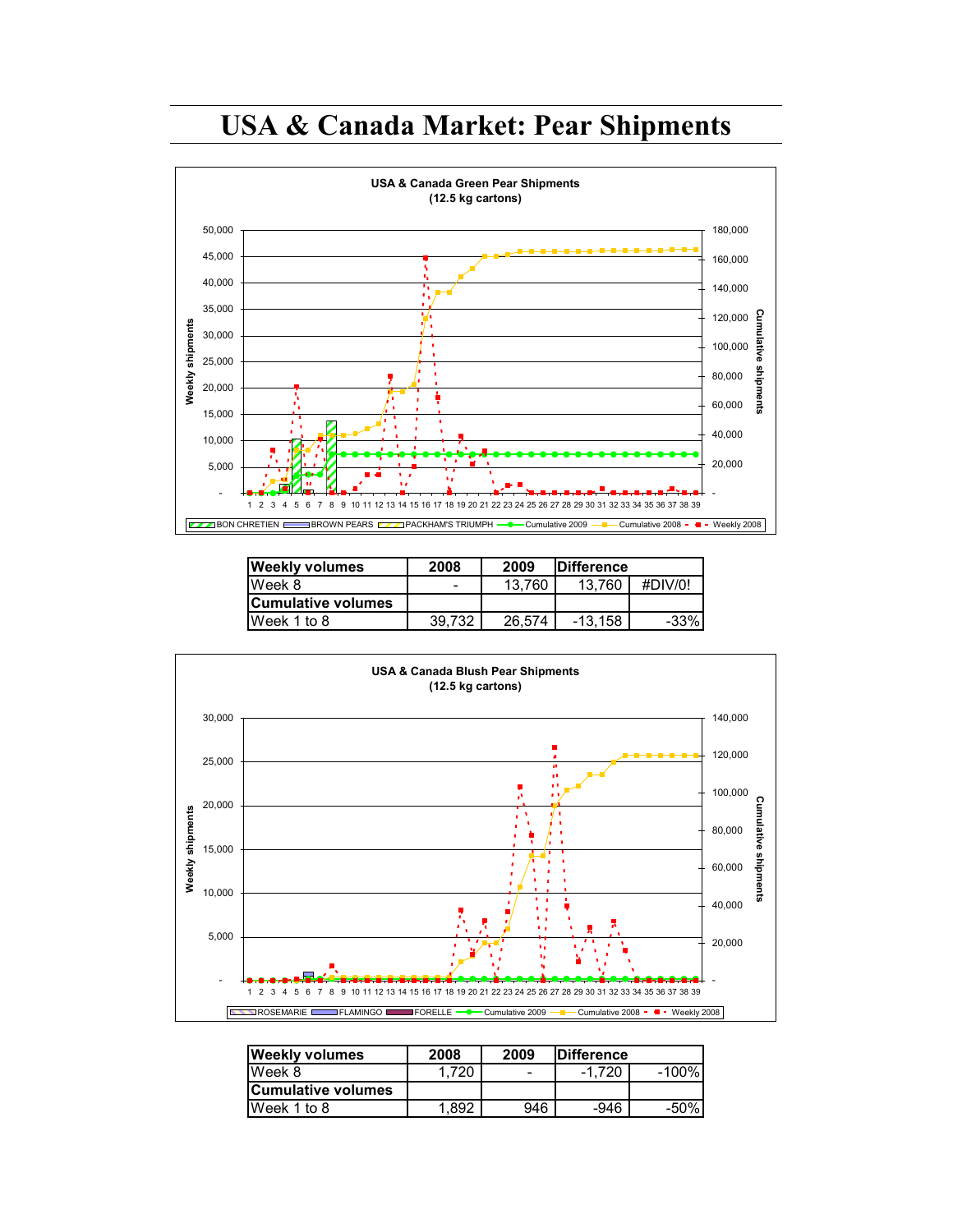# USA & Canada Market: Pear Shipments

USA & Canada Green Pear Shipments
(12.5 kg cartons)

Weekly shipments

50,000
45,000
40,000
35,000
30,000
25,000
20,000
15,000
10,000
5,000
-

Cumulative shipments

180,000
160,000
140,000
120,000
100,000
80,000
60,000
40,000
20,000
-

1 2 3 4 5 6 7 8 9 10 11 12 13 14 15 16 17 18 19 20 21 22 23 24 25 26 27 28 29 30 31 32 33 34 35 36 37 38 39

BON CHRETIEN BROWN PEARS PACKHAM'S TRIUMPH Cumulative 2009 Cumulative 2008 Weekly 2008

| Weekly volumes | 2008 | 2009 | Difference | |
|---|---|---|---|---|
| Week 8 | - | 13,760 | 13,760 | #DIV/0! |
| **Cumulative volumes** | | | | |
| Week 1 to 8 | 39,732 | 26,574 | -13,158 | -33% |

USA & Canada Blush Pear Shipments
(12.5 kg cartons)

Weekly shipments

30,000
25,000
20,000
15,000
10,000
5,000
-

Cumulative shipments

140,000
120,000
100,000
80,000
60,000
40,000
20,000
-

1 2 3 4 5 6 7 8 9 10 11 12 13 14 15 16 17 18 19 20 21 22 23 24 25 26 27 28 29 30 31 32 33 34 35 36 37 38 39

ROSEMARIE FLAMINGO FORELLE Cumulative 2009 Cumulative 2008 Weekly 2008

| Weekly volumes | 2008 | 2009 | Difference | |
|---|---|---|---|---|
| Week 8 | 1,720 | - | -1,720 | -100% |
| **Cumulative volumes** | | | | |
| Week 1 to 8 | 1,892 | 946 | -946 | -50% |